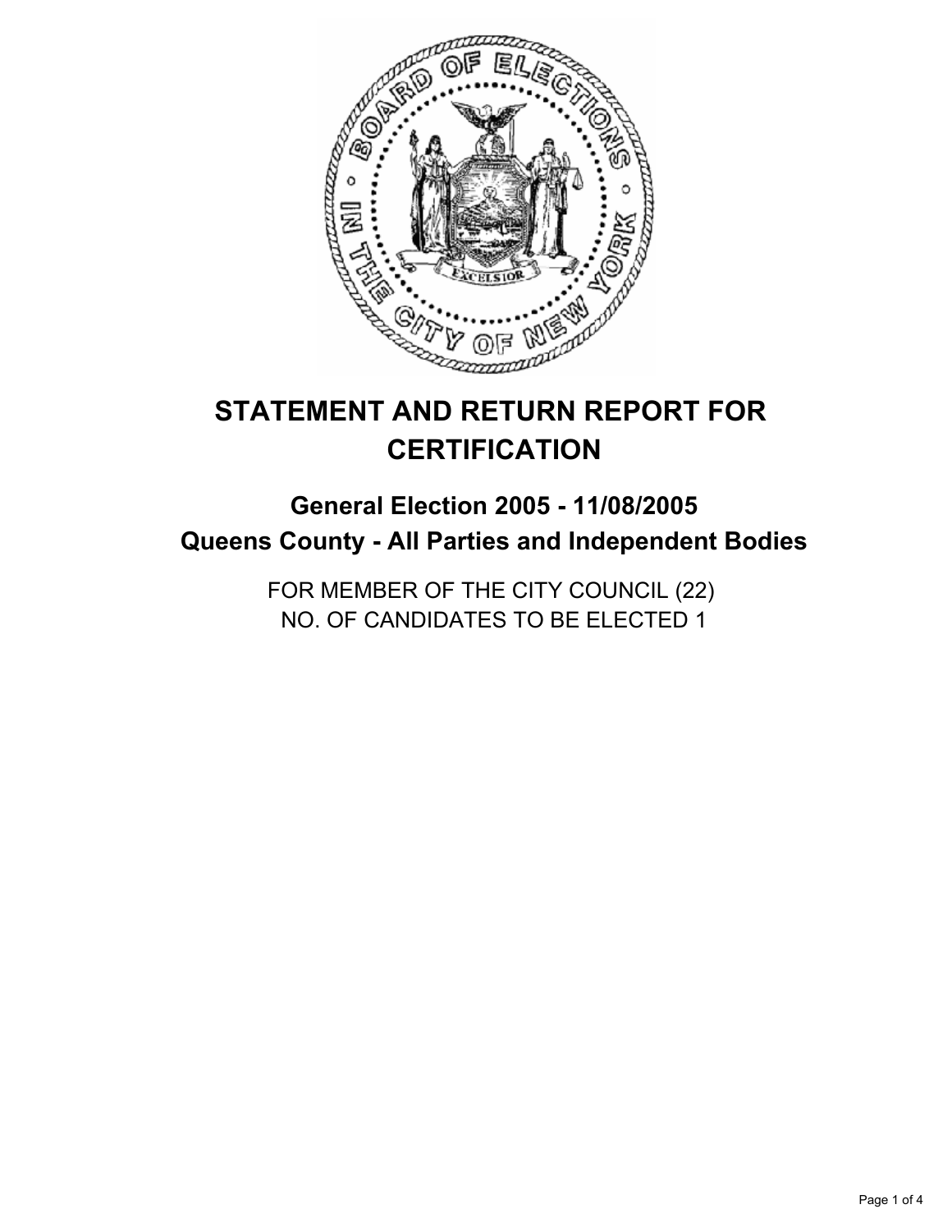# STATEMENT AND RETURN REPORT FOR CERTIFICATION

## General Election 2005 - 11/08/2005
## Queens County - All Parties and Independent Bodies

FOR MEMBER OF THE CITY COUNCIL (22)
NO. OF CANDIDATES TO BE ELECTED 1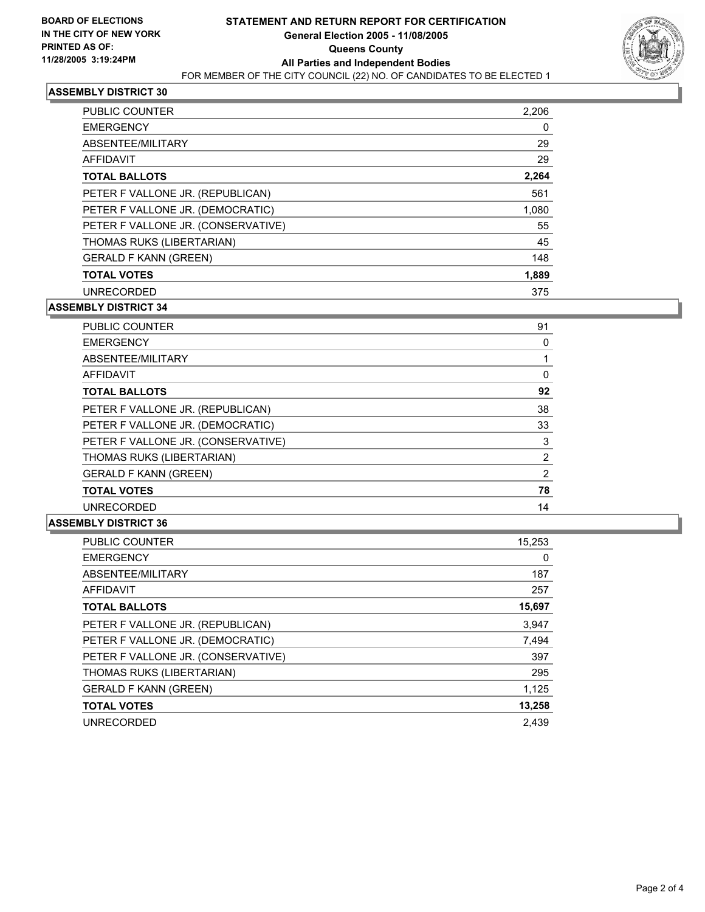**BOARD OF ELECTIONS**
**IN THE CITY OF NEW YORK**
**PRINTED AS OF:**
**11/28/2005 3:19:24PM**

# STATEMENT AND RETURN REPORT FOR CERTIFICATION
## General Election 2005 - 11/08/2005
## Queens County
## All Parties and Independent Bodies

FOR MEMBER OF THE CITY COUNCIL (22) NO. OF CANDIDATES TO BE ELECTED 1

### ASSEMBLY DISTRICT 30

| | |
|---|---|
| PUBLIC COUNTER | 2,206 |
| EMERGENCY | 0 |
| ABSENTEE/MILITARY | 29 |
| AFFIDAVIT | 29 |
| **TOTAL BALLOTS** | **2,264** |
| PETER F VALLONE JR. (REPUBLICAN) | 561 |
| PETER F VALLONE JR. (DEMOCRATIC) | 1,080 |
| PETER F VALLONE JR. (CONSERVATIVE) | 55 |
| THOMAS RUKS (LIBERTARIAN) | 45 |
| GERALD F KANN (GREEN) | 148 |
| **TOTAL VOTES** | **1,889** |
| UNRECORDED | 375 |

### ASSEMBLY DISTRICT 34

| | |
|---|---|
| PUBLIC COUNTER | 91 |
| EMERGENCY | 0 |
| ABSENTEE/MILITARY | 1 |
| AFFIDAVIT | 0 |
| **TOTAL BALLOTS** | **92** |
| PETER F VALLONE JR. (REPUBLICAN) | 38 |
| PETER F VALLONE JR. (DEMOCRATIC) | 33 |
| PETER F VALLONE JR. (CONSERVATIVE) | 3 |
| THOMAS RUKS (LIBERTARIAN) | 2 |
| GERALD F KANN (GREEN) | 2 |
| **TOTAL VOTES** | **78** |
| UNRECORDED | 14 |

### ASSEMBLY DISTRICT 36

| | |
|---|---|
| PUBLIC COUNTER | 15,253 |
| EMERGENCY | 0 |
| ABSENTEE/MILITARY | 187 |
| AFFIDAVIT | 257 |
| **TOTAL BALLOTS** | **15,697** |
| PETER F VALLONE JR. (REPUBLICAN) | 3,947 |
| PETER F VALLONE JR. (DEMOCRATIC) | 7,494 |
| PETER F VALLONE JR. (CONSERVATIVE) | 397 |
| THOMAS RUKS (LIBERTARIAN) | 295 |
| GERALD F KANN (GREEN) | 1,125 |
| **TOTAL VOTES** | **13,258** |
| UNRECORDED | 2,439 |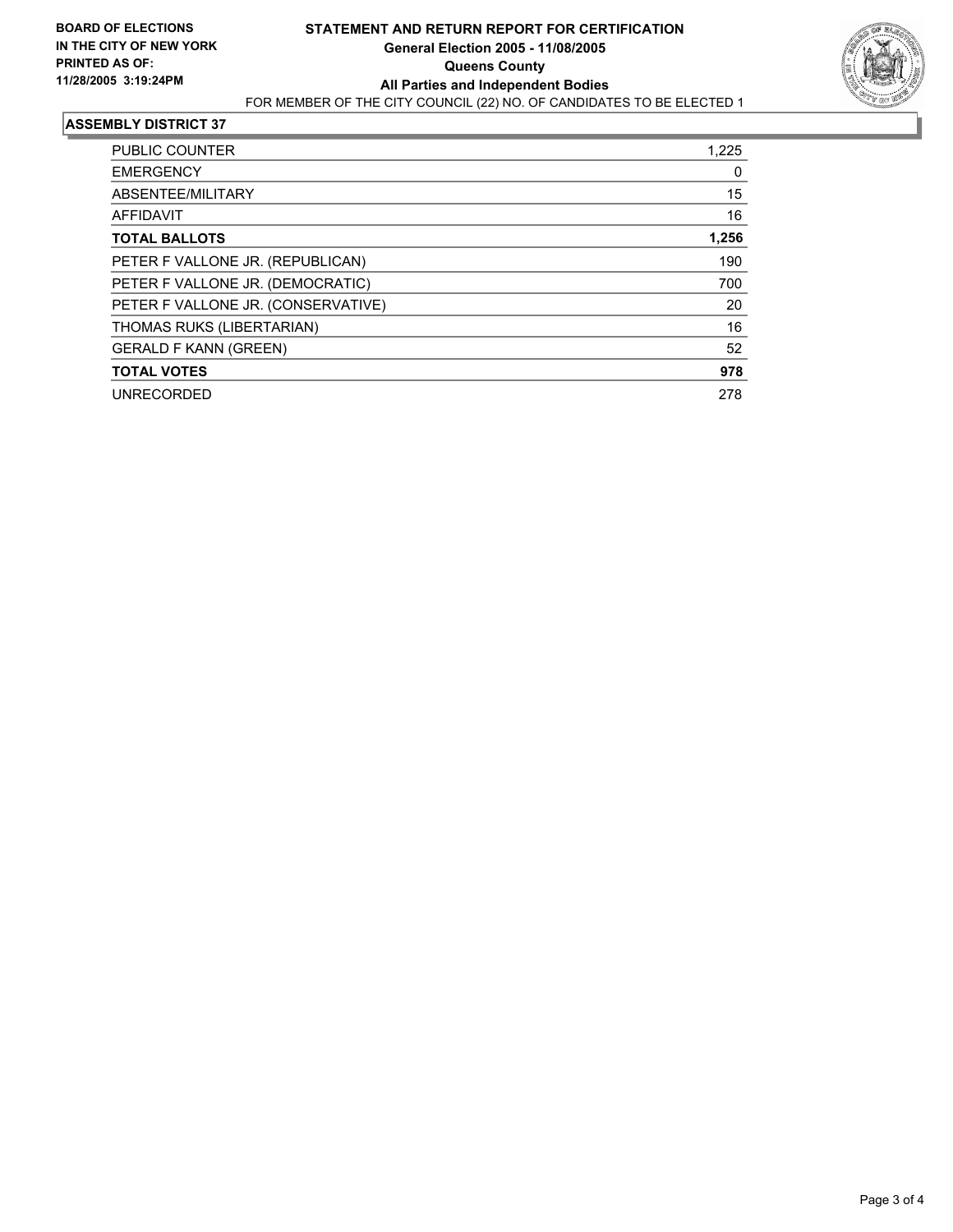**BOARD OF ELECTIONS IN THE CITY OF NEW YORK PRINTED AS OF: 11/28/2005 3:19:24PM**

# STATEMENT AND RETURN REPORT FOR CERTIFICATION

**General Election 2005 - 11/08/2005**

**Queens County**

**All Parties and Independent Bodies**

FOR MEMBER OF THE CITY COUNCIL (22) NO. OF CANDIDATES TO BE ELECTED 1

## ASSEMBLY DISTRICT 37

| | |
|---|---|
| PUBLIC COUNTER | 1,225 |
| EMERGENCY | 0 |
| ABSENTEE/MILITARY | 15 |
| AFFIDAVIT | 16 |
| **TOTAL BALLOTS** | **1,256** |
| PETER F VALLONE JR. (REPUBLICAN) | 190 |
| PETER F VALLONE JR. (DEMOCRATIC) | 700 |
| PETER F VALLONE JR. (CONSERVATIVE) | 20 |
| THOMAS RUKS (LIBERTARIAN) | 16 |
| GERALD F KANN (GREEN) | 52 |
| **TOTAL VOTES** | **978** |
| UNRECORDED | 278 |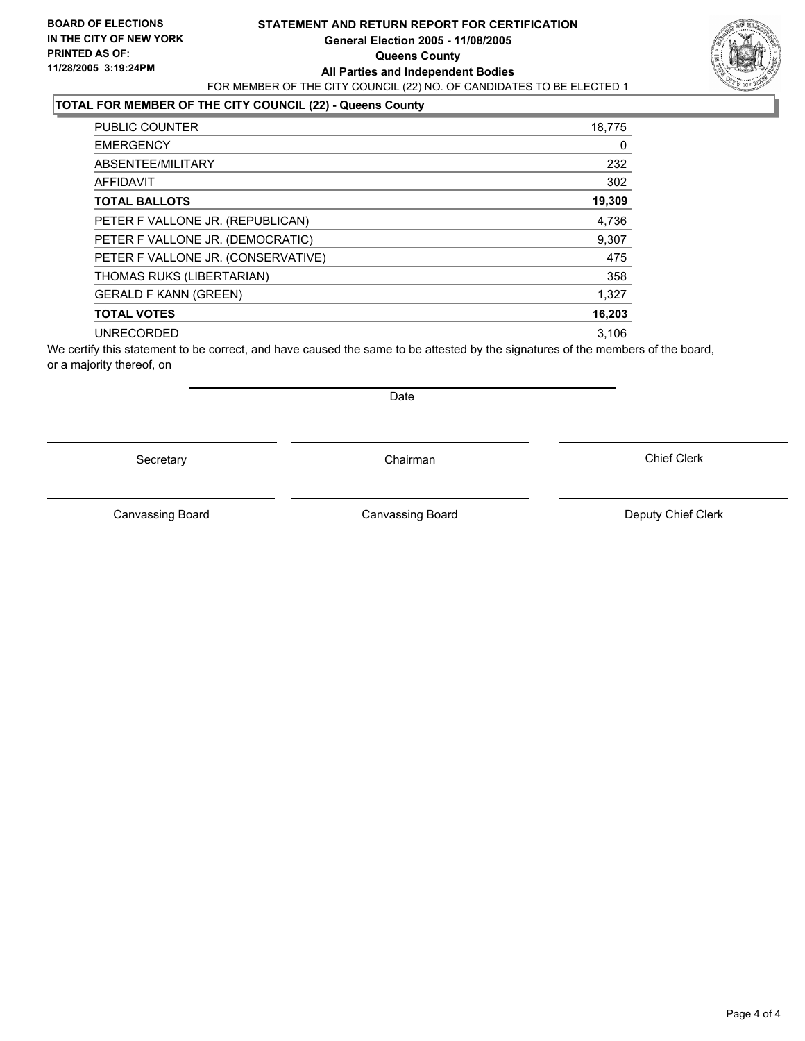**BOARD OF ELECTIONS**
**IN THE CITY OF NEW YORK**
**PRINTED AS OF:**
**11/28/2005 3:19:24PM**

# STATEMENT AND RETURN REPORT FOR CERTIFICATION

**General Election 2005 - 11/08/2005**
**Queens County**
**All Parties and Independent Bodies**

FOR MEMBER OF THE CITY COUNCIL (22) NO. OF CANDIDATES TO BE ELECTED 1

## TOTAL FOR MEMBER OF THE CITY COUNCIL (22) - Queens County

| | |
|---|---|
| PUBLIC COUNTER | 18,775 |
| EMERGENCY | 0 |
| ABSENTEE/MILITARY | 232 |
| AFFIDAVIT | 302 |
| **TOTAL BALLOTS** | **19,309** |
| PETER F VALLONE JR. (REPUBLICAN) | 4,736 |
| PETER F VALLONE JR. (DEMOCRATIC) | 9,307 |
| PETER F VALLONE JR. (CONSERVATIVE) | 475 |
| THOMAS RUKS (LIBERTARIAN) | 358 |
| GERALD F KANN (GREEN) | 1,327 |
| **TOTAL VOTES** | **16,203** |
| UNRECORDED | 3,106 |

We certify this statement to be correct, and have caused the same to be attested by the signatures of the members of the board, or a majority thereof, on

Date

Secretary

Chairman

Chief Clerk

Canvassing Board

Canvassing Board

Deputy Chief Clerk